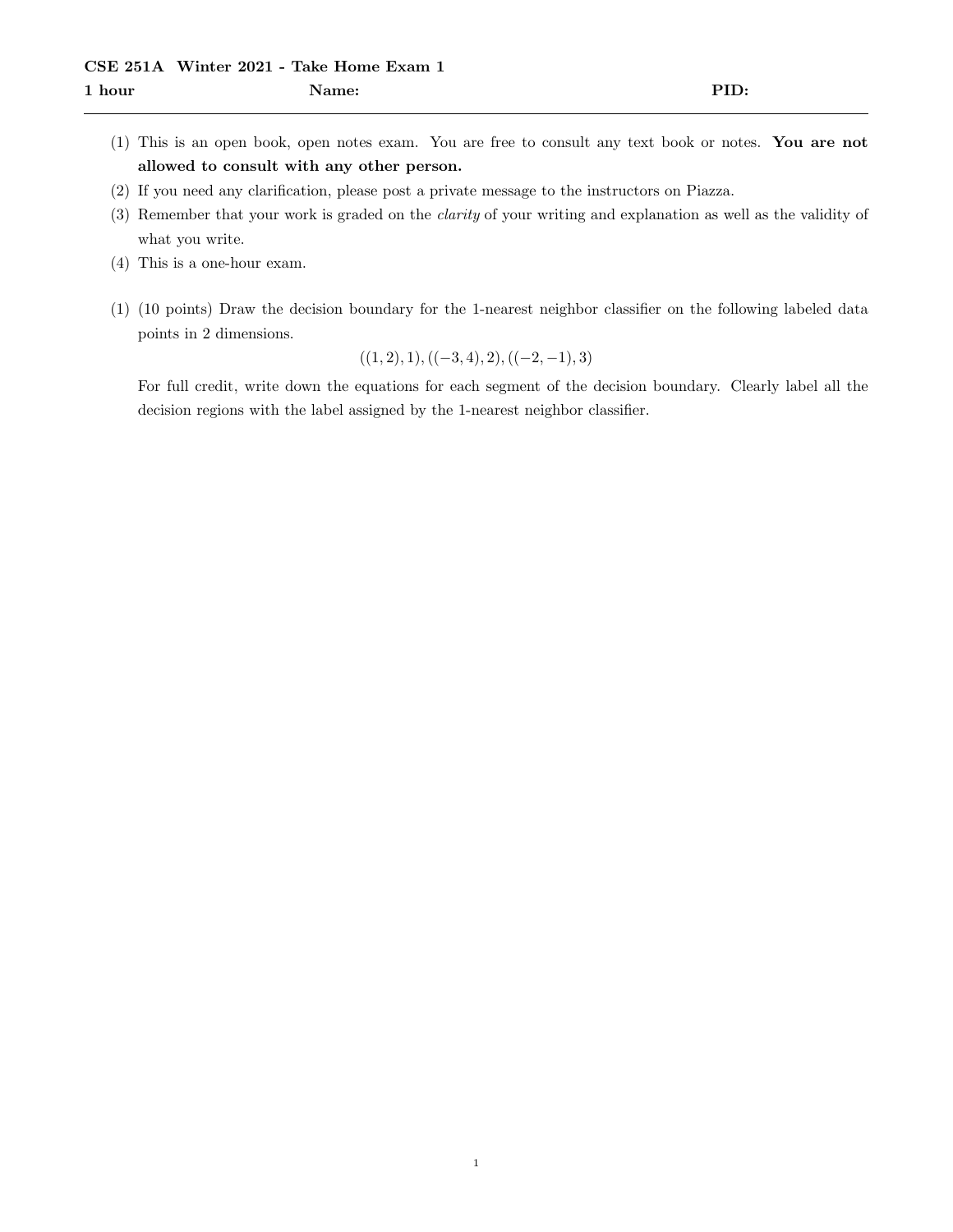**CSE 251A Winter 2021 - Take Home Exam 1**

**1 hour** **Name:** **PID:**

---

(1) This is an open book, open notes exam. You are free to consult any text book or notes. **You are not allowed to consult with any other person.**

(2) If you need any clarification, please post a private message to the instructors on Piazza.

(3) Remember that your work is graded on the *clarity* of your writing and explanation as well as the validity of what you write.

(4) This is a one-hour exam.

(1) (10 points) Draw the decision boundary for the 1-nearest neighbor classifier on the following labeled data points in 2 dimensions.

$$((1, 2), 1), ((-3, 4), 2), ((-2, -1), 3)$$

For full credit, write down the equations for each segment of the decision boundary. Clearly label all the decision regions with the label assigned by the 1-nearest neighbor classifier.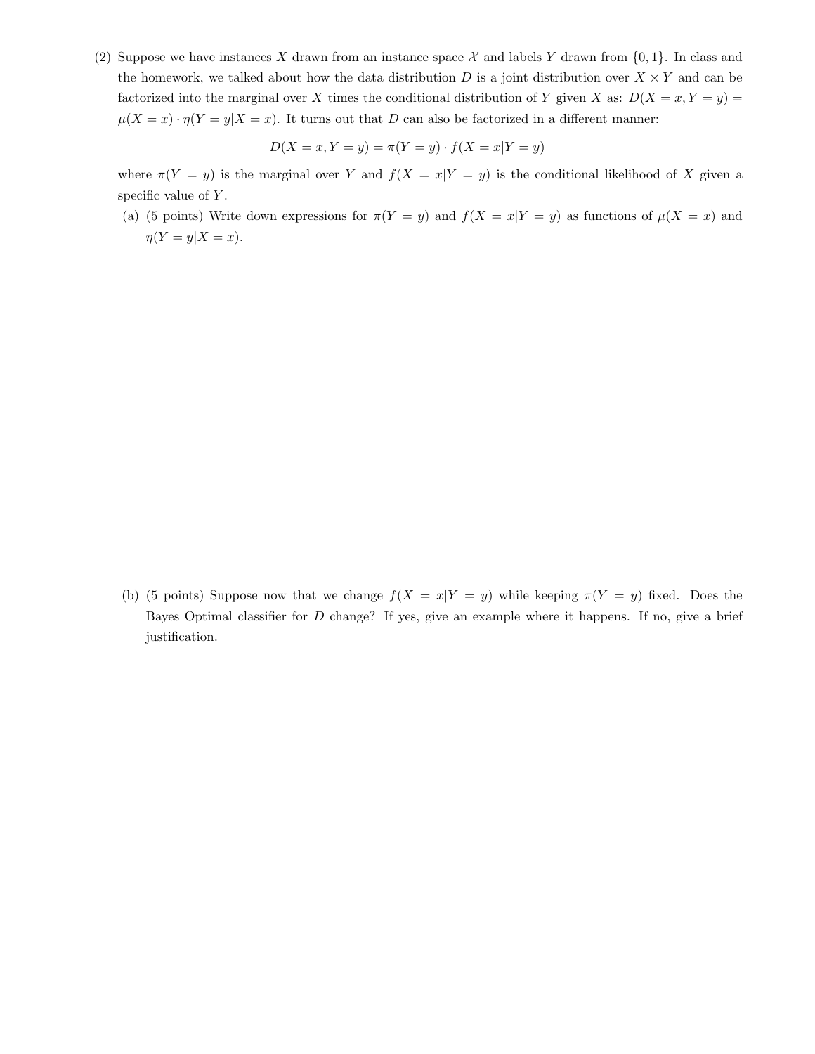(2) Suppose we have instances $X$ drawn from an instance space $\mathcal{X}$ and labels $Y$ drawn from $\{0, 1\}$. In class and the homework, we talked about how the data distribution $D$ is a joint distribution over $X \times Y$ and can be factorized into the marginal over $X$ times the conditional distribution of $Y$ given $X$ as: $D(X = x, Y = y) = \mu(X = x) \cdot \eta(Y = y|X = x)$. It turns out that $D$ can also be factorized in a different manner:

$$D(X = x, Y = y) = \pi(Y = y) \cdot f(X = x|Y = y)$$

where $\pi(Y = y)$ is the marginal over $Y$ and $f(X = x|Y = y)$ is the conditional likelihood of $X$ given a specific value of $Y$.

(a) (5 points) Write down expressions for $\pi(Y = y)$ and $f(X = x|Y = y)$ as functions of $\mu(X = x)$ and $\eta(Y = y|X = x)$.

(b) (5 points) Suppose now that we change $f(X = x|Y = y)$ while keeping $\pi(Y = y)$ fixed. Does the Bayes Optimal classifier for $D$ change? If yes, give an example where it happens. If no, give a brief justification.